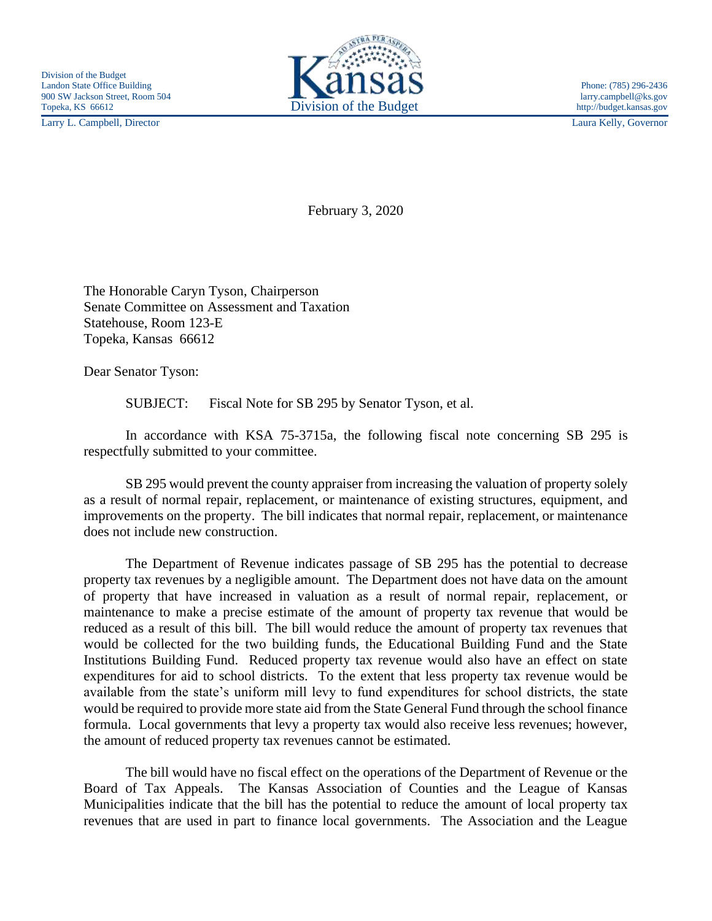Division of the Budget
Landon State Office Building
900 SW Jackson Street, Room 504
Topeka, KS 66612

Kansas Division of the Budget

Phone: (785) 296-2436
larry.campbell@ks.gov
http://budget.kansas.gov

Larry L. Campbell, Director

Laura Kelly, Governor

February 3, 2020

The Honorable Caryn Tyson, Chairperson
Senate Committee on Assessment and Taxation
Statehouse, Room 123-E
Topeka, Kansas 66612

Dear Senator Tyson:

SUBJECT: Fiscal Note for SB 295 by Senator Tyson, et al.

In accordance with KSA 75-3715a, the following fiscal note concerning SB 295 is respectfully submitted to your committee.

SB 295 would prevent the county appraiser from increasing the valuation of property solely as a result of normal repair, replacement, or maintenance of existing structures, equipment, and improvements on the property. The bill indicates that normal repair, replacement, or maintenance does not include new construction.

The Department of Revenue indicates passage of SB 295 has the potential to decrease property tax revenues by a negligible amount. The Department does not have data on the amount of property that have increased in valuation as a result of normal repair, replacement, or maintenance to make a precise estimate of the amount of property tax revenue that would be reduced as a result of this bill. The bill would reduce the amount of property tax revenues that would be collected for the two building funds, the Educational Building Fund and the State Institutions Building Fund. Reduced property tax revenue would also have an effect on state expenditures for aid to school districts. To the extent that less property tax revenue would be available from the state's uniform mill levy to fund expenditures for school districts, the state would be required to provide more state aid from the State General Fund through the school finance formula. Local governments that levy a property tax would also receive less revenues; however, the amount of reduced property tax revenues cannot be estimated.

The bill would have no fiscal effect on the operations of the Department of Revenue or the Board of Tax Appeals. The Kansas Association of Counties and the League of Kansas Municipalities indicate that the bill has the potential to reduce the amount of local property tax revenues that are used in part to finance local governments. The Association and the League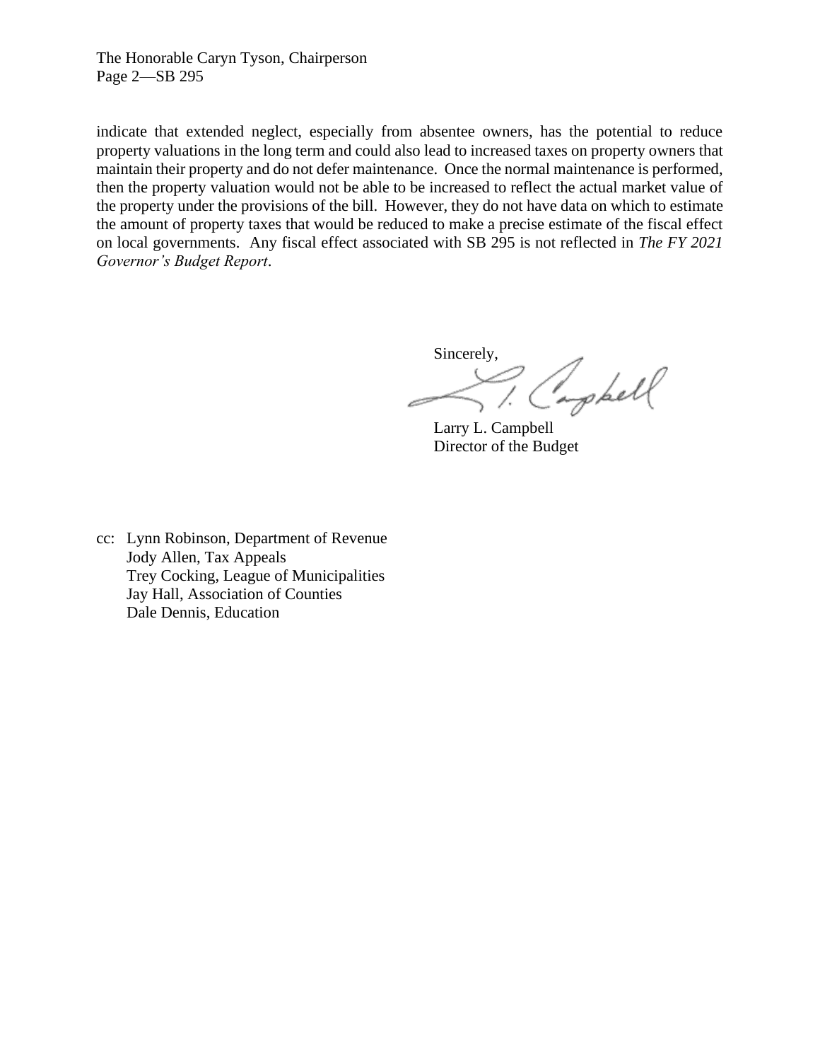indicate that extended neglect, especially from absentee owners, has the potential to reduce property valuations in the long term and could also lead to increased taxes on property owners that maintain their property and do not defer maintenance. Once the normal maintenance is performed, then the property valuation would not be able to be increased to reflect the actual market value of the property under the provisions of the bill. However, they do not have data on which to estimate the amount of property taxes that would be reduced to make a precise estimate of the fiscal effect on local governments. Any fiscal effect associated with SB 295 is not reflected in *The FY 2021 Governor's Budget Report*.

Sincerely,

Larry L. Campbell
Director of the Budget

cc: Lynn Robinson, Department of Revenue
Jody Allen, Tax Appeals
Trey Cocking, League of Municipalities
Jay Hall, Association of Counties
Dale Dennis, Education